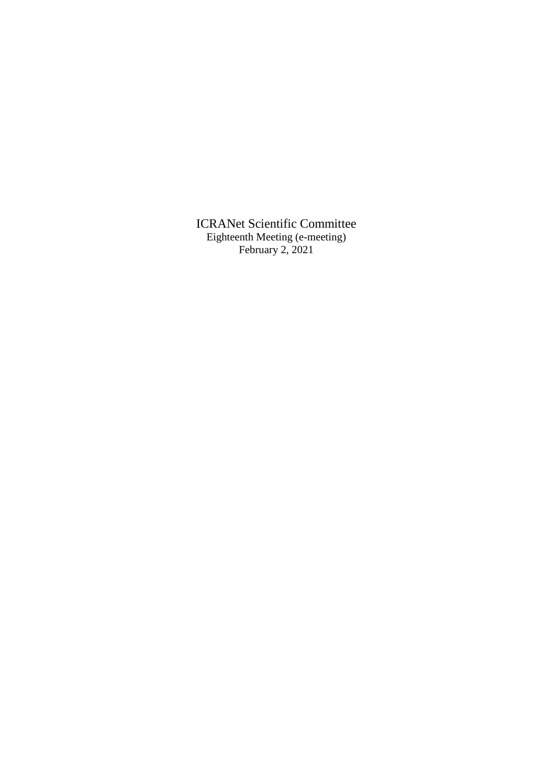# ICRANet Scientific Committee

Eighteenth Meeting (e-meeting)

February 2, 2021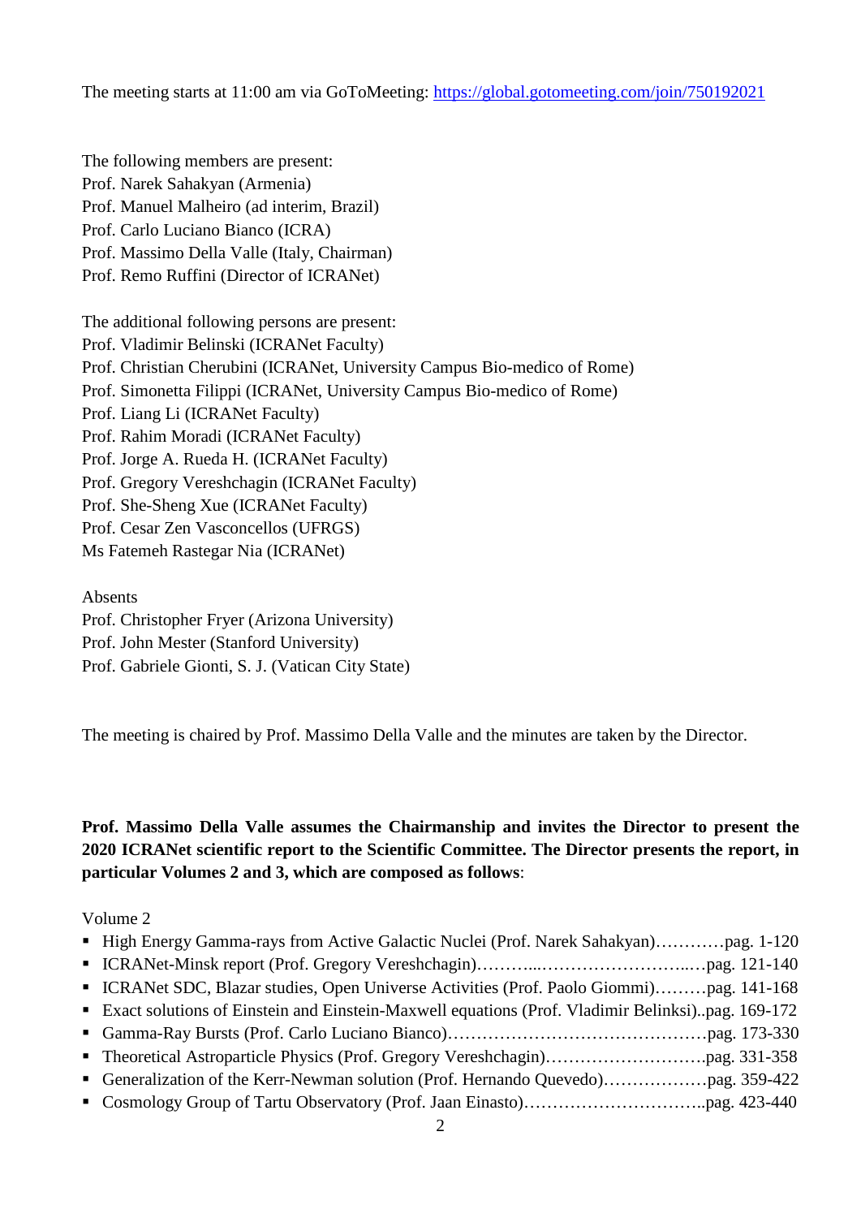The meeting starts at 11:00 am via GoToMeeting: https://global.gotomeeting.com/join/750192021

The following members are present:
Prof. Narek Sahakyan (Armenia)
Prof. Manuel Malheiro (ad interim, Brazil)
Prof. Carlo Luciano Bianco (ICRA)
Prof. Massimo Della Valle (Italy, Chairman)
Prof. Remo Ruffini (Director of ICRANet)

The additional following persons are present:
Prof. Vladimir Belinski (ICRANet Faculty)
Prof. Christian Cherubini (ICRANet, University Campus Bio-medico of Rome)
Prof. Simonetta Filippi (ICRANet, University Campus Bio-medico of Rome)
Prof. Liang Li (ICRANet Faculty)
Prof. Rahim Moradi (ICRANet Faculty)
Prof. Jorge A. Rueda H. (ICRANet Faculty)
Prof. Gregory Vereshchagin (ICRANet Faculty)
Prof. She-Sheng Xue (ICRANet Faculty)
Prof. Cesar Zen Vasconcellos (UFRGS)
Ms Fatemeh Rastegar Nia (ICRANet)

Absents
Prof. Christopher Fryer (Arizona University)
Prof. John Mester (Stanford University)
Prof. Gabriele Gionti, S. J. (Vatican City State)

The meeting is chaired by Prof. Massimo Della Valle and the minutes are taken by the Director.

**Prof. Massimo Della Valle assumes the Chairmanship and invites the Director to present the 2020 ICRANet scientific report to the Scientific Committee. The Director presents the report, in particular Volumes 2 and 3, which are composed as follows**:

Volume 2

- High Energy Gamma-rays from Active Galactic Nuclei (Prof. Narek Sahakyan)…………pag. 1-120
- ICRANet-Minsk report (Prof. Gregory Vereshchagin)………..……………………..…pag. 121-140
- ICRANet SDC, Blazar studies, Open Universe Activities (Prof. Paolo Giommi)………pag. 141-168
- Exact solutions of Einstein and Einstein-Maxwell equations (Prof. Vladimir Belinksi)..pag. 169-172
- Gamma-Ray Bursts (Prof. Carlo Luciano Bianco)………………………………………pag. 173-330
- Theoretical Astroparticle Physics (Prof. Gregory Vereshchagin)……………………….pag. 331-358
- Generalization of the Kerr-Newman solution (Prof. Hernando Quevedo)………………pag. 359-422
- Cosmology Group of Tartu Observatory (Prof. Jaan Einasto)…………………………..pag. 423-440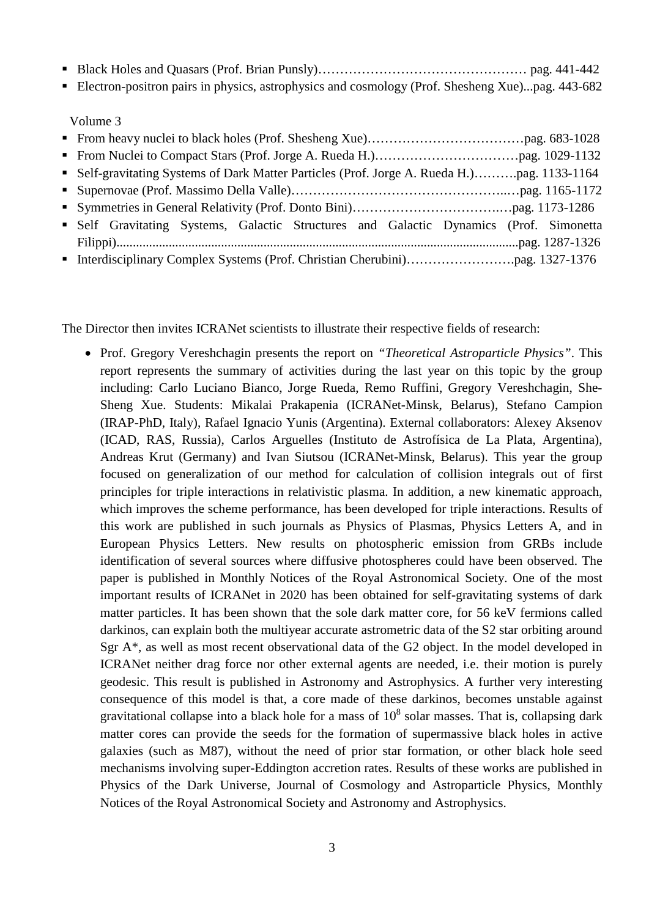- Black Holes and Quasars (Prof. Brian Punsly)………………………………………… pag. 441-442
- Electron-positron pairs in physics, astrophysics and cosmology (Prof. Shesheng Xue)...pag. 443-682

Volume 3

- From heavy nuclei to black holes (Prof. Shesheng Xue)………………………………pag. 683-1028
- From Nuclei to Compact Stars (Prof. Jorge A. Rueda H.)……………………………pag. 1029-1132
- Self-gravitating Systems of Dark Matter Particles (Prof. Jorge A. Rueda H.)……….pag. 1133-1164
- Supernovae (Prof. Massimo Della Valle)……………………………………….…pag. 1165-1172
- Symmetries in General Relativity (Prof. Donto Bini)………………………….…pag. 1173-1286
- Self Gravitating Systems, Galactic Structures and Galactic Dynamics (Prof. Simonetta Filippi)..........................................................................................................................pag. 1287-1326
- Interdisciplinary Complex Systems (Prof. Christian Cherubini)…………………….pag. 1327-1376

The Director then invites ICRANet scientists to illustrate their respective fields of research:

- Prof. Gregory Vereshchagin presents the report on *"Theoretical Astroparticle Physics"*. This report represents the summary of activities during the last year on this topic by the group including: Carlo Luciano Bianco, Jorge Rueda, Remo Ruffini, Gregory Vereshchagin, She-Sheng Xue. Students: Mikalai Prakapenia (ICRANet-Minsk, Belarus), Stefano Campion (IRAP-PhD, Italy), Rafael Ignacio Yunis (Argentina). External collaborators: Alexey Aksenov (ICAD, RAS, Russia), Carlos Arguelles (Instituto de Astrofísica de La Plata, Argentina), Andreas Krut (Germany) and Ivan Siutsou (ICRANet-Minsk, Belarus). This year the group focused on generalization of our method for calculation of collision integrals out of first principles for triple interactions in relativistic plasma. In addition, a new kinematic approach, which improves the scheme performance, has been developed for triple interactions. Results of this work are published in such journals as Physics of Plasmas, Physics Letters A, and in European Physics Letters. New results on photospheric emission from GRBs include identification of several sources where diffusive photospheres could have been observed. The paper is published in Monthly Notices of the Royal Astronomical Society. One of the most important results of ICRANet in 2020 has been obtained for self-gravitating systems of dark matter particles. It has been shown that the sole dark matter core, for 56 keV fermions called darkinos, can explain both the multiyear accurate astrometric data of the S2 star orbiting around Sgr A*, as well as most recent observational data of the G2 object. In the model developed in ICRANet neither drag force nor other external agents are needed, i.e. their motion is purely geodesic. This result is published in Astronomy and Astrophysics. A further very interesting consequence of this model is that, a core made of these darkinos, becomes unstable against gravitational collapse into a black hole for a mass of $10^8$ solar masses. That is, collapsing dark matter cores can provide the seeds for the formation of supermassive black holes in active galaxies (such as M87), without the need of prior star formation, or other black hole seed mechanisms involving super-Eddington accretion rates. Results of these works are published in Physics of the Dark Universe, Journal of Cosmology and Astroparticle Physics, Monthly Notices of the Royal Astronomical Society and Astronomy and Astrophysics.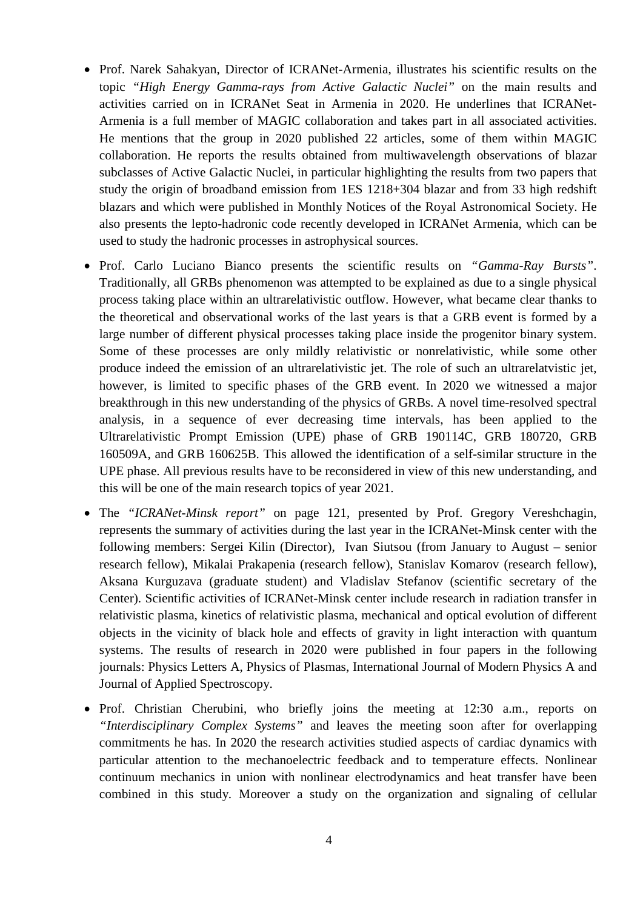- Prof. Narek Sahakyan, Director of ICRANet-Armenia, illustrates his scientific results on the topic "*High Energy Gamma-rays from Active Galactic Nuclei*" on the main results and activities carried on in ICRANet Seat in Armenia in 2020. He underlines that ICRANet-Armenia is a full member of MAGIC collaboration and takes part in all associated activities. He mentions that the group in 2020 published 22 articles, some of them within MAGIC collaboration. He reports the results obtained from multiwavelength observations of blazar subclasses of Active Galactic Nuclei, in particular highlighting the results from two papers that study the origin of broadband emission from 1ES 1218+304 blazar and from 33 high redshift blazars and which were published in Monthly Notices of the Royal Astronomical Society. He also presents the lepto-hadronic code recently developed in ICRANet Armenia, which can be used to study the hadronic processes in astrophysical sources.

- Prof. Carlo Luciano Bianco presents the scientific results on "*Gamma-Ray Bursts*". Traditionally, all GRBs phenomenon was attempted to be explained as due to a single physical process taking place within an ultrarelativistic outflow. However, what became clear thanks to the theoretical and observational works of the last years is that a GRB event is formed by a large number of different physical processes taking place inside the progenitor binary system. Some of these processes are only mildly relativistic or nonrelativistic, while some other produce indeed the emission of an ultrarelativistic jet. The role of such an ultrarelatvistic jet, however, is limited to specific phases of the GRB event. In 2020 we witnessed a major breakthrough in this new understanding of the physics of GRBs. A novel time-resolved spectral analysis, in a sequence of ever decreasing time intervals, has been applied to the Ultrarelativistic Prompt Emission (UPE) phase of GRB 190114C, GRB 180720, GRB 160509A, and GRB 160625B. This allowed the identification of a self-similar structure in the UPE phase. All previous results have to be reconsidered in view of this new understanding, and this will be one of the main research topics of year 2021.

- The "*ICRANet-Minsk report*" on page 121, presented by Prof. Gregory Vereshchagin, represents the summary of activities during the last year in the ICRANet-Minsk center with the following members: Sergei Kilin (Director), Ivan Siutsou (from January to August – senior research fellow), Mikalai Prakapenia (research fellow), Stanislav Komarov (research fellow), Aksana Kurguzava (graduate student) and Vladislav Stefanov (scientific secretary of the Center). Scientific activities of ICRANet-Minsk center include research in radiation transfer in relativistic plasma, kinetics of relativistic plasma, mechanical and optical evolution of different objects in the vicinity of black hole and effects of gravity in light interaction with quantum systems. The results of research in 2020 were published in four papers in the following journals: Physics Letters A, Physics of Plasmas, International Journal of Modern Physics A and Journal of Applied Spectroscopy.

- Prof. Christian Cherubini, who briefly joins the meeting at 12:30 a.m., reports on "*Interdisciplinary Complex Systems*" and leaves the meeting soon after for overlapping commitments he has. In 2020 the research activities studied aspects of cardiac dynamics with particular attention to the mechanoelectric feedback and to temperature effects. Nonlinear continuum mechanics in union with nonlinear electrodynamics and heat transfer have been combined in this study. Moreover a study on the organization and signaling of cellular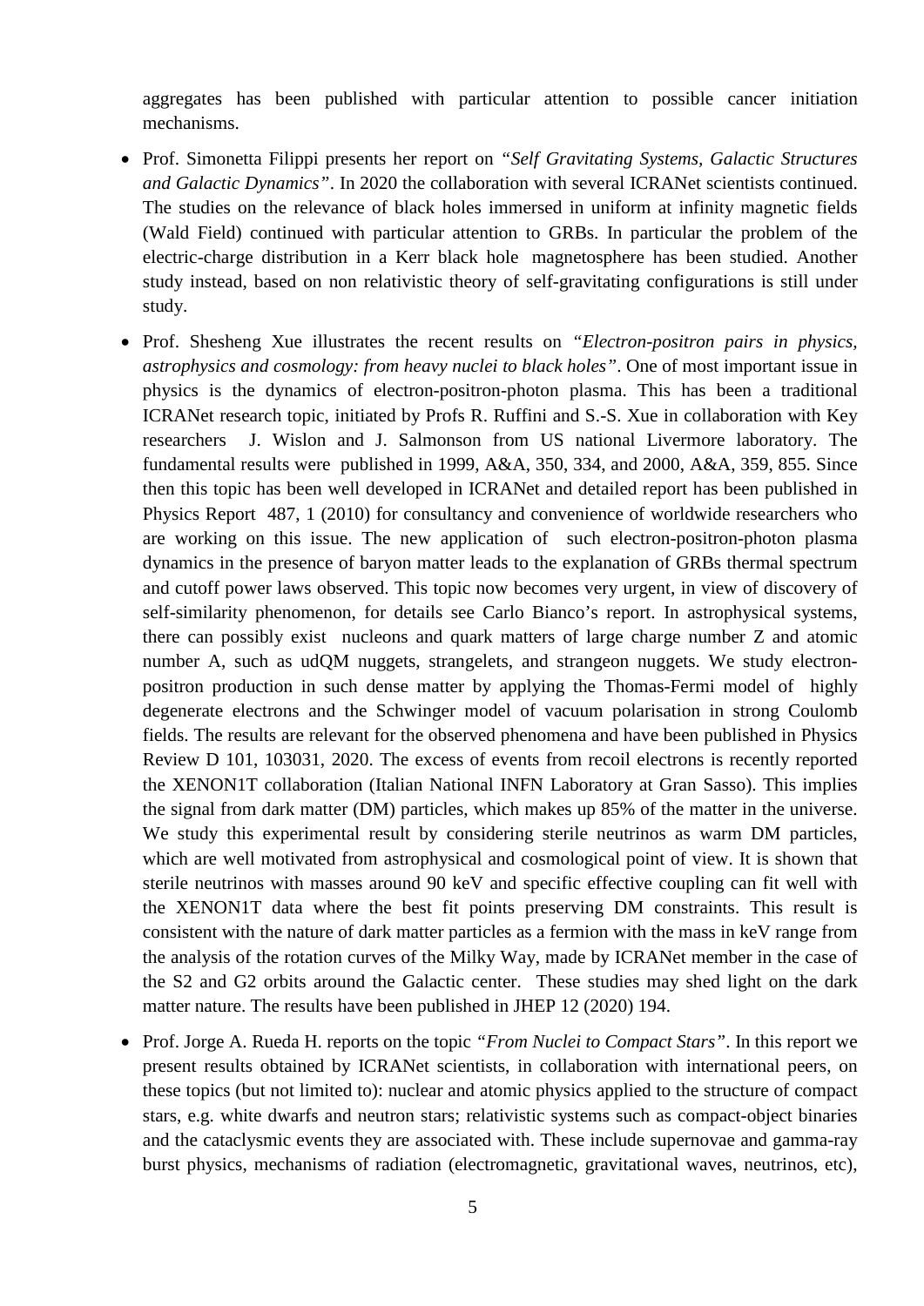aggregates has been published with particular attention to possible cancer initiation mechanisms.

- Prof. Simonetta Filippi presents her report on *"Self Gravitating Systems, Galactic Structures and Galactic Dynamics"*. In 2020 the collaboration with several ICRANet scientists continued. The studies on the relevance of black holes immersed in uniform at infinity magnetic fields (Wald Field) continued with particular attention to GRBs. In particular the problem of the electric-charge distribution in a Kerr black hole magnetosphere has been studied. Another study instead, based on non relativistic theory of self-gravitating configurations is still under study.

- Prof. Shesheng Xue illustrates the recent results on *"Electron-positron pairs in physics, astrophysics and cosmology: from heavy nuclei to black holes"*. One of most important issue in physics is the dynamics of electron-positron-photon plasma. This has been a traditional ICRANet research topic, initiated by Profs R. Ruffini and S.-S. Xue in collaboration with Key researchers J. Wislon and J. Salmonson from US national Livermore laboratory. The fundamental results were published in 1999, A&A, 350, 334, and 2000, A&A, 359, 855. Since then this topic has been well developed in ICRANet and detailed report has been published in Physics Report 487, 1 (2010) for consultancy and convenience of worldwide researchers who are working on this issue. The new application of such electron-positron-photon plasma dynamics in the presence of baryon matter leads to the explanation of GRBs thermal spectrum and cutoff power laws observed. This topic now becomes very urgent, in view of discovery of self-similarity phenomenon, for details see Carlo Bianco's report. In astrophysical systems, there can possibly exist nucleons and quark matters of large charge number Z and atomic number A, such as udQM nuggets, strangelets, and strangeon nuggets. We study electron-positron production in such dense matter by applying the Thomas-Fermi model of highly degenerate electrons and the Schwinger model of vacuum polarisation in strong Coulomb fields. The results are relevant for the observed phenomena and have been published in Physics Review D 101, 103031, 2020. The excess of events from recoil electrons is recently reported the XENON1T collaboration (Italian National INFN Laboratory at Gran Sasso). This implies the signal from dark matter (DM) particles, which makes up 85% of the matter in the universe. We study this experimental result by considering sterile neutrinos as warm DM particles, which are well motivated from astrophysical and cosmological point of view. It is shown that sterile neutrinos with masses around 90 keV and specific effective coupling can fit well with the XENON1T data where the best fit points preserving DM constraints. This result is consistent with the nature of dark matter particles as a fermion with the mass in keV range from the analysis of the rotation curves of the Milky Way, made by ICRANet member in the case of the S2 and G2 orbits around the Galactic center. These studies may shed light on the dark matter nature. The results have been published in JHEP 12 (2020) 194.

- Prof. Jorge A. Rueda H. reports on the topic *"From Nuclei to Compact Stars"*. In this report we present results obtained by ICRANet scientists, in collaboration with international peers, on these topics (but not limited to): nuclear and atomic physics applied to the structure of compact stars, e.g. white dwarfs and neutron stars; relativistic systems such as compact-object binaries and the cataclysmic events they are associated with. These include supernovae and gamma-ray burst physics, mechanisms of radiation (electromagnetic, gravitational waves, neutrinos, etc),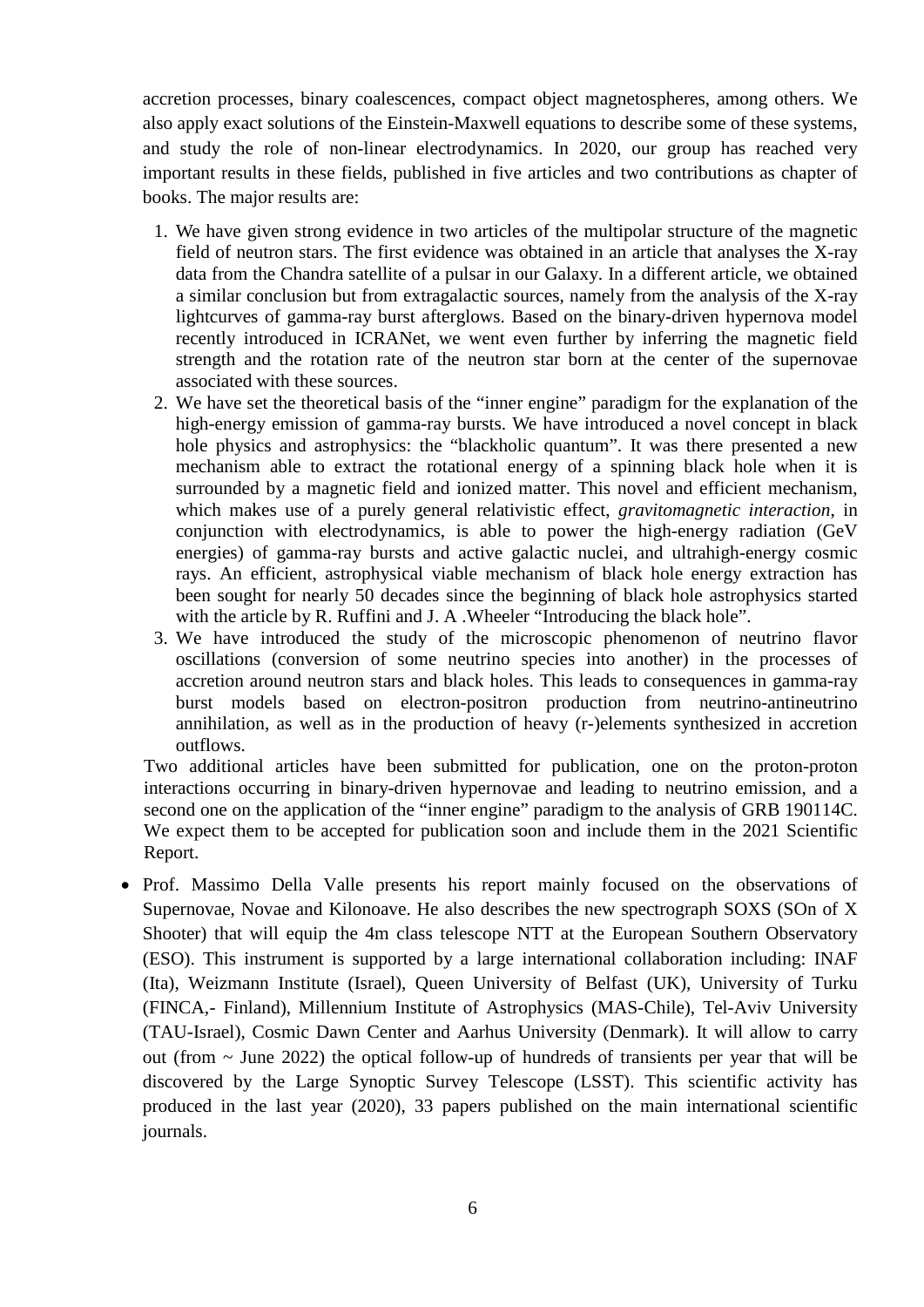accretion processes, binary coalescences, compact object magnetospheres, among others. We also apply exact solutions of the Einstein-Maxwell equations to describe some of these systems, and study the role of non-linear electrodynamics. In 2020, our group has reached very important results in these fields, published in five articles and two contributions as chapter of books. The major results are:

1. We have given strong evidence in two articles of the multipolar structure of the magnetic field of neutron stars. The first evidence was obtained in an article that analyses the X-ray data from the Chandra satellite of a pulsar in our Galaxy. In a different article, we obtained a similar conclusion but from extragalactic sources, namely from the analysis of the X-ray lightcurves of gamma-ray burst afterglows. Based on the binary-driven hypernova model recently introduced in ICRANet, we went even further by inferring the magnetic field strength and the rotation rate of the neutron star born at the center of the supernovae associated with these sources.
2. We have set the theoretical basis of the "inner engine" paradigm for the explanation of the high-energy emission of gamma-ray bursts. We have introduced a novel concept in black hole physics and astrophysics: the "blackholic quantum". It was there presented a new mechanism able to extract the rotational energy of a spinning black hole when it is surrounded by a magnetic field and ionized matter. This novel and efficient mechanism, which makes use of a purely general relativistic effect, *gravitomagnetic interaction*, in conjunction with electrodynamics, is able to power the high-energy radiation (GeV energies) of gamma-ray bursts and active galactic nuclei, and ultrahigh-energy cosmic rays. An efficient, astrophysical viable mechanism of black hole energy extraction has been sought for nearly 50 decades since the beginning of black hole astrophysics started with the article by R. Ruffini and J. A .Wheeler "Introducing the black hole".
3. We have introduced the study of the microscopic phenomenon of neutrino flavor oscillations (conversion of some neutrino species into another) in the processes of accretion around neutron stars and black holes. This leads to consequences in gamma-ray burst models based on electron-positron production from neutrino-antineutrino annihilation, as well as in the production of heavy (r-)elements synthesized in accretion outflows.

Two additional articles have been submitted for publication, one on the proton-proton interactions occurring in binary-driven hypernovae and leading to neutrino emission, and a second one on the application of the "inner engine" paradigm to the analysis of GRB 190114C. We expect them to be accepted for publication soon and include them in the 2021 Scientific Report.

- Prof. Massimo Della Valle presents his report mainly focused on the observations of Supernovae, Novae and Kilonoave. He also describes the new spectrograph SOXS (SOn of X Shooter) that will equip the 4m class telescope NTT at the European Southern Observatory (ESO). This instrument is supported by a large international collaboration including: INAF (Ita), Weizmann Institute (Israel), Queen University of Belfast (UK), University of Turku (FINCA,- Finland), Millennium Institute of Astrophysics (MAS-Chile), Tel-Aviv University (TAU-Israel), Cosmic Dawn Center and Aarhus University (Denmark). It will allow to carry out (from ~ June 2022) the optical follow-up of hundreds of transients per year that will be discovered by the Large Synoptic Survey Telescope (LSST). This scientific activity has produced in the last year (2020), 33 papers published on the main international scientific journals.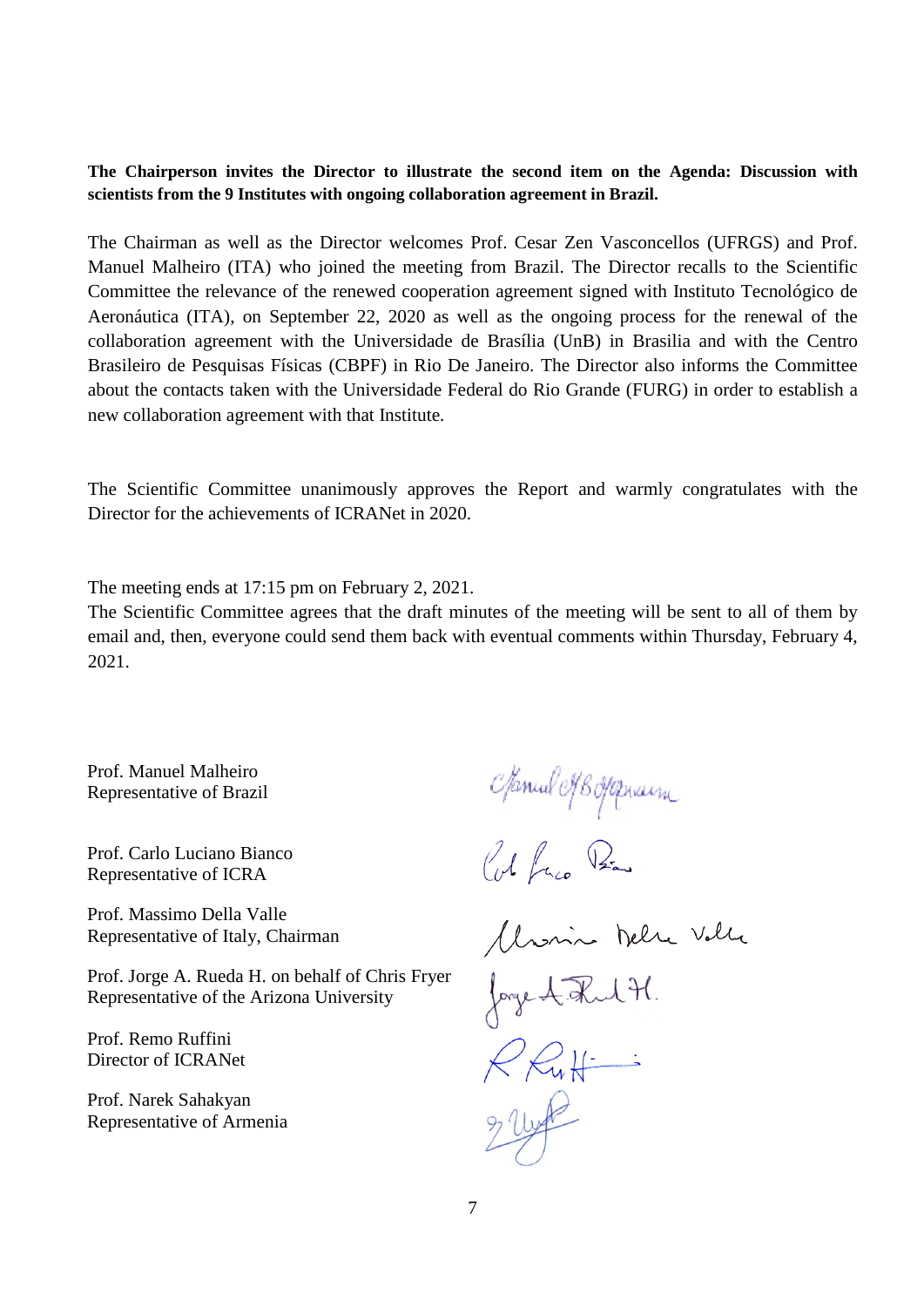**The Chairperson invites the Director to illustrate the second item on the Agenda: Discussion with scientists from the 9 Institutes with ongoing collaboration agreement in Brazil.**

The Chairman as well as the Director welcomes Prof. Cesar Zen Vasconcellos (UFRGS) and Prof. Manuel Malheiro (ITA) who joined the meeting from Brazil. The Director recalls to the Scientific Committee the relevance of the renewed cooperation agreement signed with Instituto Tecnológico de Aeronáutica (ITA), on September 22, 2020 as well as the ongoing process for the renewal of the collaboration agreement with the Universidade de Brasília (UnB) in Brasilia and with the Centro Brasileiro de Pesquisas Físicas (CBPF) in Rio De Janeiro. The Director also informs the Committee about the contacts taken with the Universidade Federal do Rio Grande (FURG) in order to establish a new collaboration agreement with that Institute.

The Scientific Committee unanimously approves the Report and warmly congratulates with the Director for the achievements of ICRANet in 2020.

The meeting ends at 17:15 pm on February 2, 2021.
The Scientific Committee agrees that the draft minutes of the meeting will be sent to all of them by email and, then, everyone could send them back with eventual comments within Thursday, February 4, 2021.

Prof. Manuel Malheiro
Representative of Brazil

Prof. Carlo Luciano Bianco
Representative of ICRA

Prof. Massimo Della Valle
Representative of Italy, Chairman

Prof. Jorge A. Rueda H. on behalf of Chris Fryer
Representative of the Arizona University

Prof. Remo Ruffini
Director of ICRANet

Prof. Narek Sahakyan
Representative of Armenia